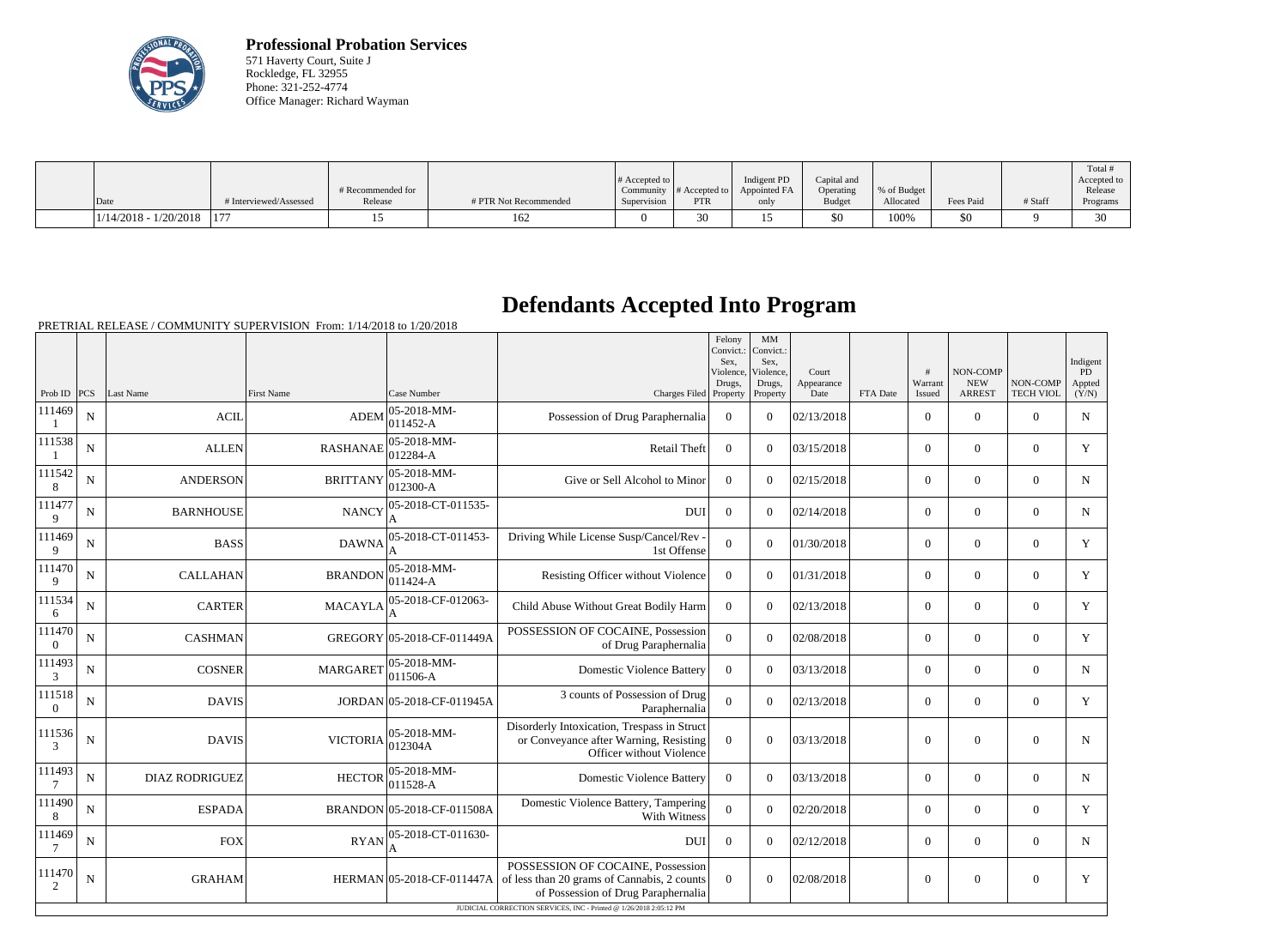**Professional Probation Services**
571 Haverty Court, Suite J
Rockledge, FL 32955
Phone: 321-252-4774
Office Manager: Richard Wayman

| Date | # Interviewed/Assessed | # Recommended for Release | # PTR Not Recommended | # Accepted to Community Supervision | # Accepted to PTR | Indigent PD Appointed FA only | Capital and Operating Budget | % of Budget Allocated | Fees Paid | # Staff | Total # Accepted to Release Programs |
|---|---|---|---|---|---|---|---|---|---|---|---|
| 1/14/2018 - 1/20/2018 | 177 | 15 | 162 | 0 | 30 | 15 | $0 | 100% | $0 | 9 | 30 |

# Defendants Accepted Into Program

PRETRIAL RELEASE / COMMUNITY SUPERVISION From: 1/14/2018 to 1/20/2018

| Prob ID | PCS | Last Name | First Name | Case Number | Charges Filed | Felony Convict.: Sex, Violence, Drugs, Property | MM Convict.: Sex, Violence, Drugs, Property | Court Appearance Date | FTA Date | # Warrant Issued | NON-COMP NEW ARREST | NON-COMP TECH VIOL | Indigent PD Appted (Y/N) |
|---|---|---|---|---|---|---|---|---|---|---|---|---|---|
| 1114691 | N | ACIL | ADEM | 05-2018-MM-011452-A | Possession of Drug Paraphernalia | 0 | 0 | 02/13/2018 | | 0 | 0 | 0 | N |
| 1115381 | N | ALLEN | RASHANAE | 05-2018-MM-012284-A | Retail Theft | 0 | 0 | 03/15/2018 | | 0 | 0 | 0 | Y |
| 1115428 | N | ANDERSON | BRITTANY | 05-2018-MM-012300-A | Give or Sell Alcohol to Minor | 0 | 0 | 02/15/2018 | | 0 | 0 | 0 | N |
| 1114779 | N | BARNHOUSE | NANCY | 05-2018-CT-011535-A | DUI | 0 | 0 | 02/14/2018 | | 0 | 0 | 0 | N |
| 1114699 | N | BASS | DAWNA | 05-2018-CT-011453-A | Driving While License Susp/Cancel/Rev - 1st Offense | 0 | 0 | 01/30/2018 | | 0 | 0 | 0 | Y |
| 1114709 | N | CALLAHAN | BRANDON | 05-2018-MM-011424-A | Resisting Officer without Violence | 0 | 0 | 01/31/2018 | | 0 | 0 | 0 | Y |
| 1115346 | N | CARTER | MACAYLA | 05-2018-CF-012063-A | Child Abuse Without Great Bodily Harm | 0 | 0 | 02/13/2018 | | 0 | 0 | 0 | Y |
| 1114700 | N | CASHMAN | GREGORY | 05-2018-CF-011449A | POSSESSION OF COCAINE, Possession of Drug Paraphernalia | 0 | 0 | 02/08/2018 | | 0 | 0 | 0 | Y |
| 1114933 | N | COSNER | MARGARET | 05-2018-MM-011506-A | Domestic Violence Battery | 0 | 0 | 03/13/2018 | | 0 | 0 | 0 | N |
| 1115180 | N | DAVIS | JORDAN | 05-2018-CF-011945A | 3 counts of Possession of Drug Paraphernalia | 0 | 0 | 02/13/2018 | | 0 | 0 | 0 | Y |
| 1115363 | N | DAVIS | VICTORIA | 05-2018-MM-012304A | Disorderly Intoxication, Trespass in Struct or Conveyance after Warning, Resisting Officer without Violence | 0 | 0 | 03/13/2018 | | 0 | 0 | 0 | N |
| 1114937 | N | DIAZ RODRIGUEZ | HECTOR | 05-2018-MM-011528-A | Domestic Violence Battery | 0 | 0 | 03/13/2018 | | 0 | 0 | 0 | N |
| 1114908 | N | ESPADA | BRANDON | 05-2018-CF-011508A | Domestic Violence Battery, Tampering With Witness | 0 | 0 | 02/20/2018 | | 0 | 0 | 0 | Y |
| 1114697 | N | FOX | RYAN | 05-2018-CT-011630-A | DUI | 0 | 0 | 02/12/2018 | | 0 | 0 | 0 | N |
| 1114702 | N | GRAHAM | HERMAN | 05-2018-CF-011447A | POSSESSION OF COCAINE, Possession of less than 20 grams of Cannabis, 2 counts of Possession of Drug Paraphernalia | 0 | 0 | 02/08/2018 | | 0 | 0 | 0 | Y |

JUDICIAL CORRECTION SERVICES, INC - Printed @ 1/26/2018 2:05:12 PM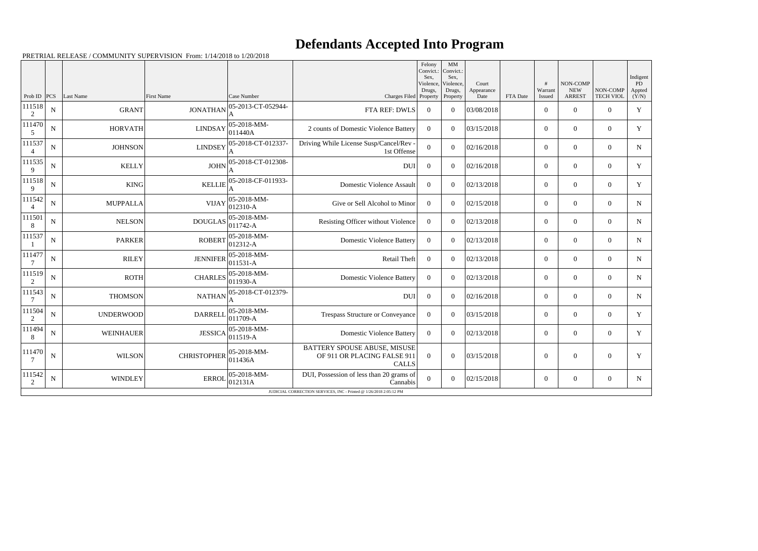# Defendants Accepted Into Program

PRETRIAL RELEASE / COMMUNITY SUPERVISION From: 1/14/2018 to 1/20/2018

| Prob ID | PCS | Last Name | First Name | Case Number | Charges Filed | Felony Convict.: Sex, Violence, Drugs, Property | MM Convict.: Sex, Violence, Drugs, Property | Court Appearance Date | FTA Date | # Warrant Issued | NON-COMP NEW ARREST | NON-COMP TECH VIOL | Indigent PD Appted (Y/N) |
|---|---|---|---|---|---|---|---|---|---|---|---|---|---|
| 1115182 | N | GRANT | JONATHAN | 05-2013-CT-052944-A | FTA REF: DWLS | 0 | 0 | 03/08/2018 | | 0 | 0 | 0 | Y |
| 1114705 | N | HORVATH | LINDSAY | 05-2018-MM-011440A | 2 counts of Domestic Violence Battery | 0 | 0 | 03/15/2018 | | 0 | 0 | 0 | Y |
| 1115374 | N | JOHNSON | LINDSEY | 05-2018-CT-012337-A | Driving While License Susp/Cancel/Rev - 1st Offense | 0 | 0 | 02/16/2018 | | 0 | 0 | 0 | N |
| 1115359 | N | KELLY | JOHN | 05-2018-CT-012308-A | DUI | 0 | 0 | 02/16/2018 | | 0 | 0 | 0 | Y |
| 1115189 | N | KING | KELLIE | 05-2018-CF-011933-A | Domestic Violence Assault | 0 | 0 | 02/13/2018 | | 0 | 0 | 0 | Y |
| 1115424 | N | MUPPALLA | VIJAY | 05-2018-MM-012310-A | Give or Sell Alcohol to Minor | 0 | 0 | 02/15/2018 | | 0 | 0 | 0 | N |
| 1115018 | N | NELSON | DOUGLAS | 05-2018-MM-011742-A | Resisting Officer without Violence | 0 | 0 | 02/13/2018 | | 0 | 0 | 0 | N |
| 1115371 | N | PARKER | ROBERT | 05-2018-MM-012312-A | Domestic Violence Battery | 0 | 0 | 02/13/2018 | | 0 | 0 | 0 | N |
| 1114777 | N | RILEY | JENNIFER | 05-2018-MM-011531-A | Retail Theft | 0 | 0 | 02/13/2018 | | 0 | 0 | 0 | N |
| 1115192 | N | ROTH | CHARLES | 05-2018-MM-011930-A | Domestic Violence Battery | 0 | 0 | 02/13/2018 | | 0 | 0 | 0 | N |
| 1115437 | N | THOMSON | NATHAN | 05-2018-CT-012379-A | DUI | 0 | 0 | 02/16/2018 | | 0 | 0 | 0 | N |
| 1115042 | N | UNDERWOOD | DARRELL | 05-2018-MM-011709-A | Trespass Structure or Conveyance | 0 | 0 | 03/15/2018 | | 0 | 0 | 0 | Y |
| 1114948 | N | WEINHAUER | JESSICA | 05-2018-MM-011519-A | Domestic Violence Battery | 0 | 0 | 02/13/2018 | | 0 | 0 | 0 | Y |
| 1114707 | N | WILSON | CHRISTOPHER | 05-2018-MM-011436A | BATTERY SPOUSE ABUSE, MISUSE OF 911 OR PLACING FALSE 911 CALLS | 0 | 0 | 03/15/2018 | | 0 | 0 | 0 | Y |
| 1115422 | N | WINDLEY | ERROL | 05-2018-MM-012131A | DUI, Possession of less than 20 grams of Cannabis | 0 | 0 | 02/15/2018 | | 0 | 0 | 0 | N |

JUDICIAL CORRECTION SERVICES, INC - Printed @ 1/26/2018 2:05:12 PM